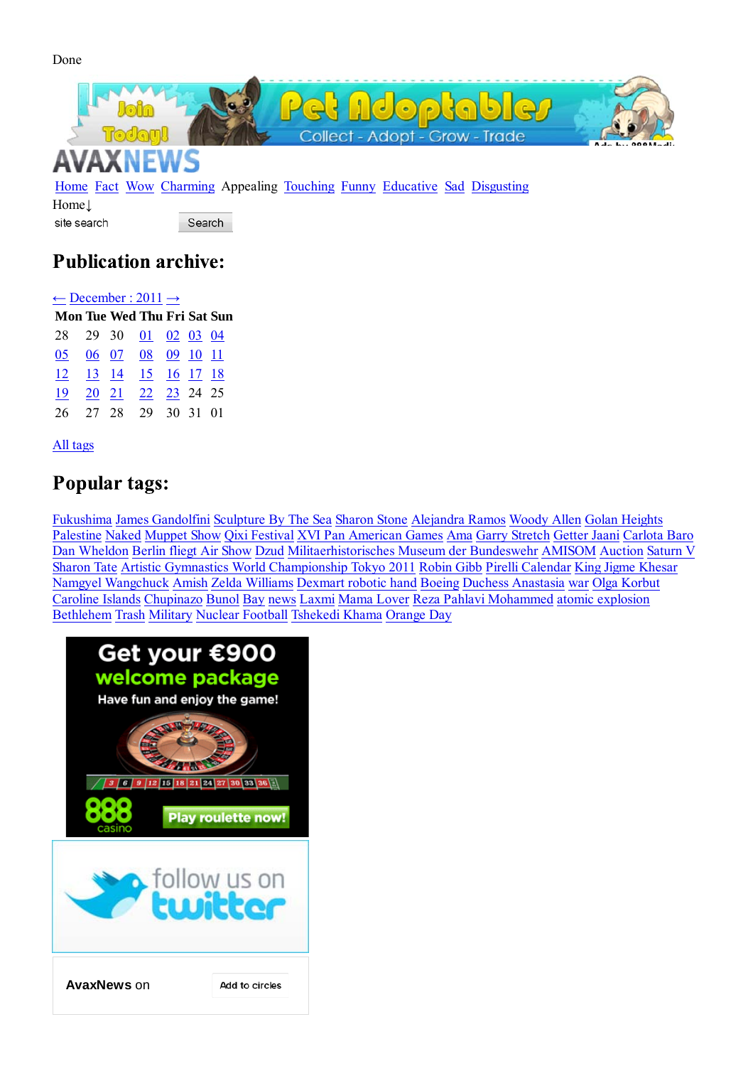Done

AVAXNEWS

Home Fact Wow Charming Appealing Touching Funny Educative Sad Disgusting

Home↓

site search Search

## Publication archive:

← December : 2011 →

| Mon | Tue | Wed | Thu | Fri | Sat | Sun |
|---|---|---|---|---|---|---|
| 28 | 29 | 30 | 01 | 02 | 03 | 04 |
| 05 | 06 | 07 | 08 | 09 | 10 | 11 |
| 12 | 13 | 14 | 15 | 16 | 17 | 18 |
| 19 | 20 | 21 | 22 | 23 | 24 | 25 |
| 26 | 27 | 28 | 29 | 30 | 31 | 01 |

All tags

## Popular tags:

Fukushima James Gandolfini Sculpture By The Sea Sharon Stone Alejandra Ramos Woody Allen Golan Heights Palestine Naked Muppet Show Qixi Festival XVI Pan American Games Ama Garry Stretch Getter Jaani Carlota Baro Dan Wheldon Berlin fliegt Air Show Dzud Militaerhistorisches Museum der Bundeswehr AMISOM Auction Saturn V Sharon Tate Artistic Gymnastics World Championship Tokyo 2011 Robin Gibb Pirelli Calendar King Jigme Khesar Namgyel Wangchuck Amish Zelda Williams Dexmart robotic hand Boeing Duchess Anastasia war Olga Korbut Caroline Islands Chupinazo Bunol Bay news Laxmi Mama Lover Reza Pahlavi Mohammed atomic explosion Bethlehem Trash Military Nuclear Football Tshekedi Khama Orange Day

AvaxNews on Add to circles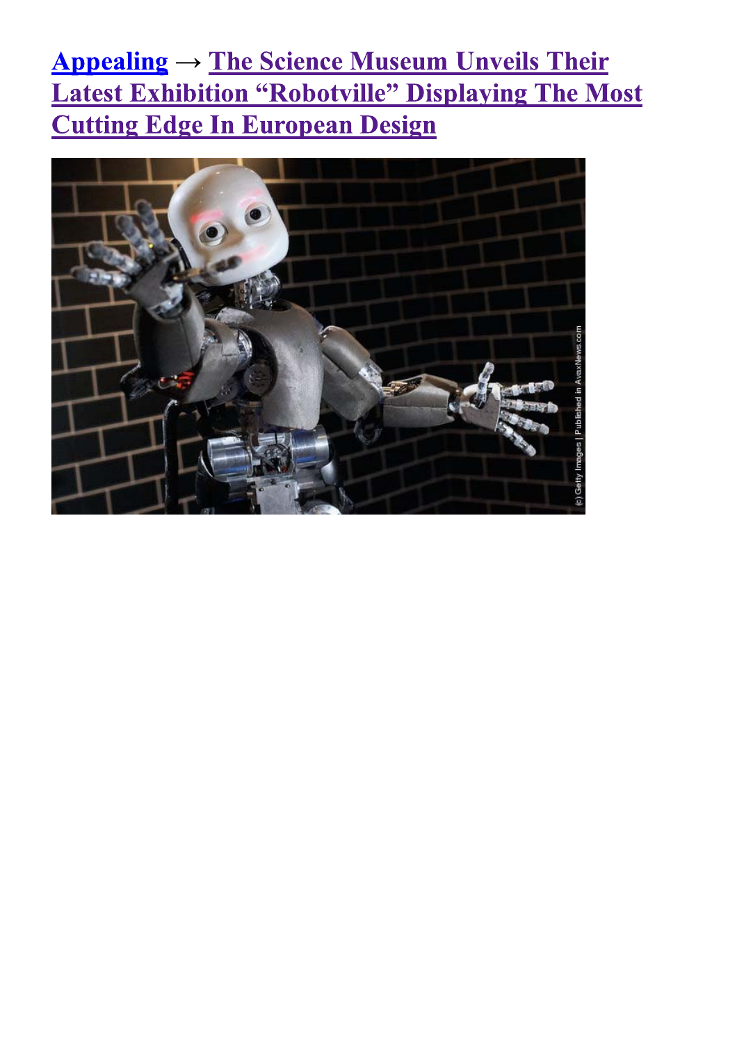[Appealing](#) → [The Science Museum Unveils Their Latest Exhibition "Robotville" Displaying The Most Cutting Edge In European Design](#)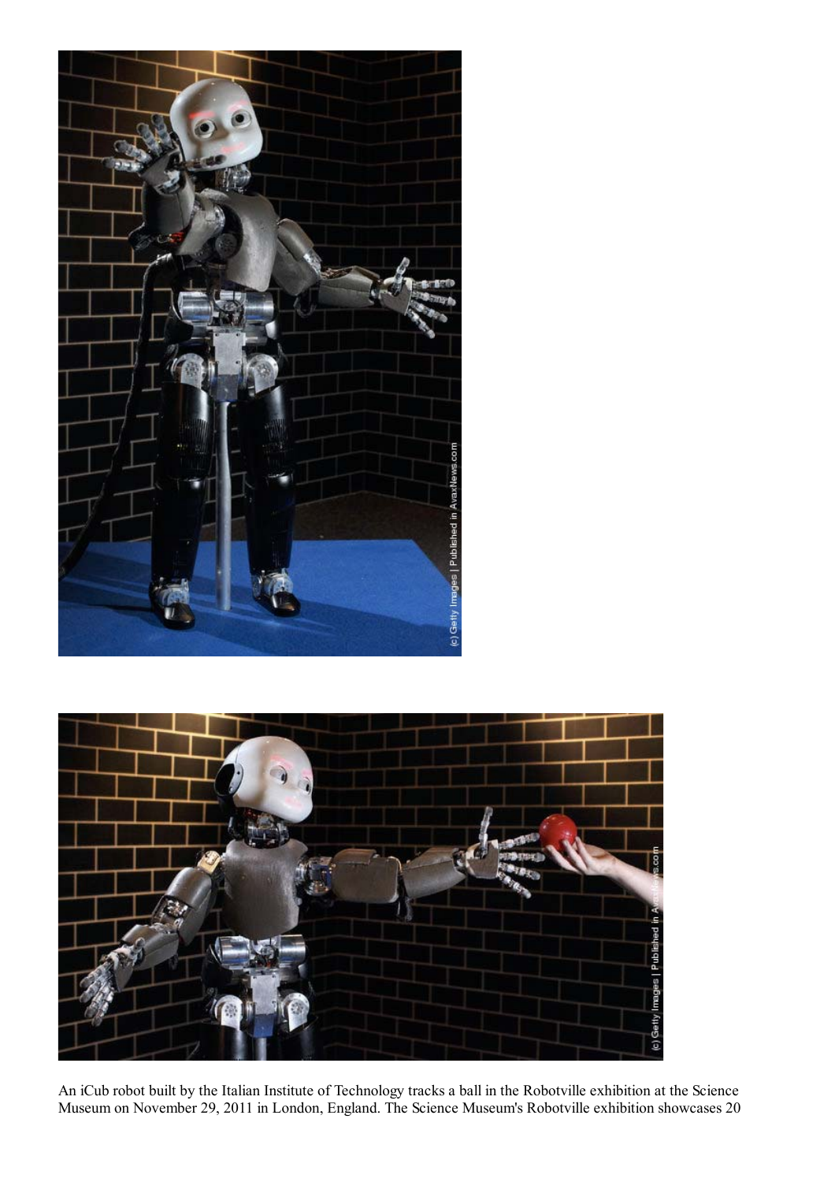An iCub robot built by the Italian Institute of Technology tracks a ball in the Robotville exhibition at the Science Museum on November 29, 2011 in London, England. The Science Museum's Robotville exhibition showcases 20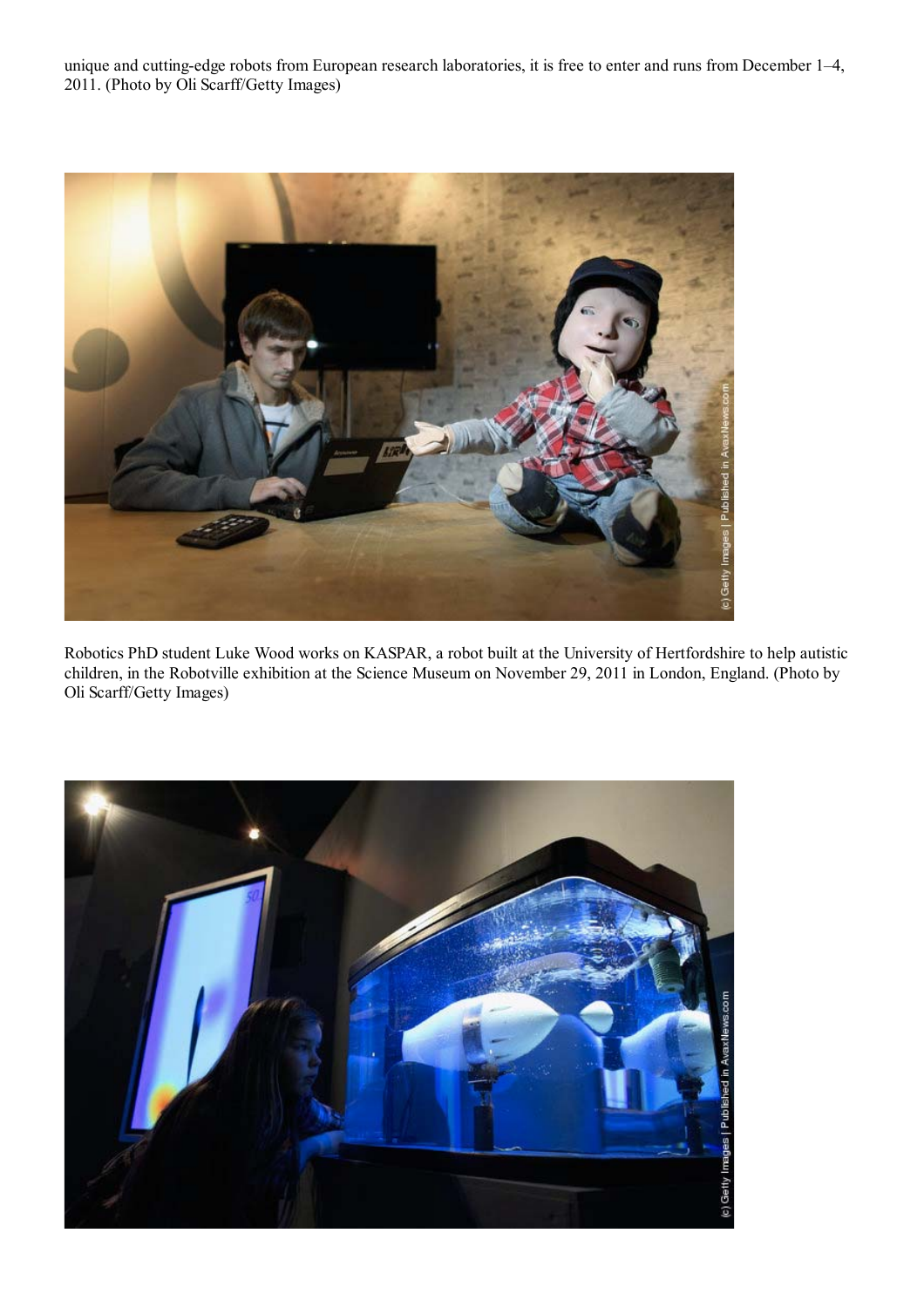unique and cutting-edge robots from European research laboratories, it is free to enter and runs from December 1–4, 2011. (Photo by Oli Scarff/Getty Images)

Robotics PhD student Luke Wood works on KASPAR, a robot built at the University of Hertfordshire to help autistic children, in the Robotville exhibition at the Science Museum on November 29, 2011 in London, England. (Photo by Oli Scarff/Getty Images)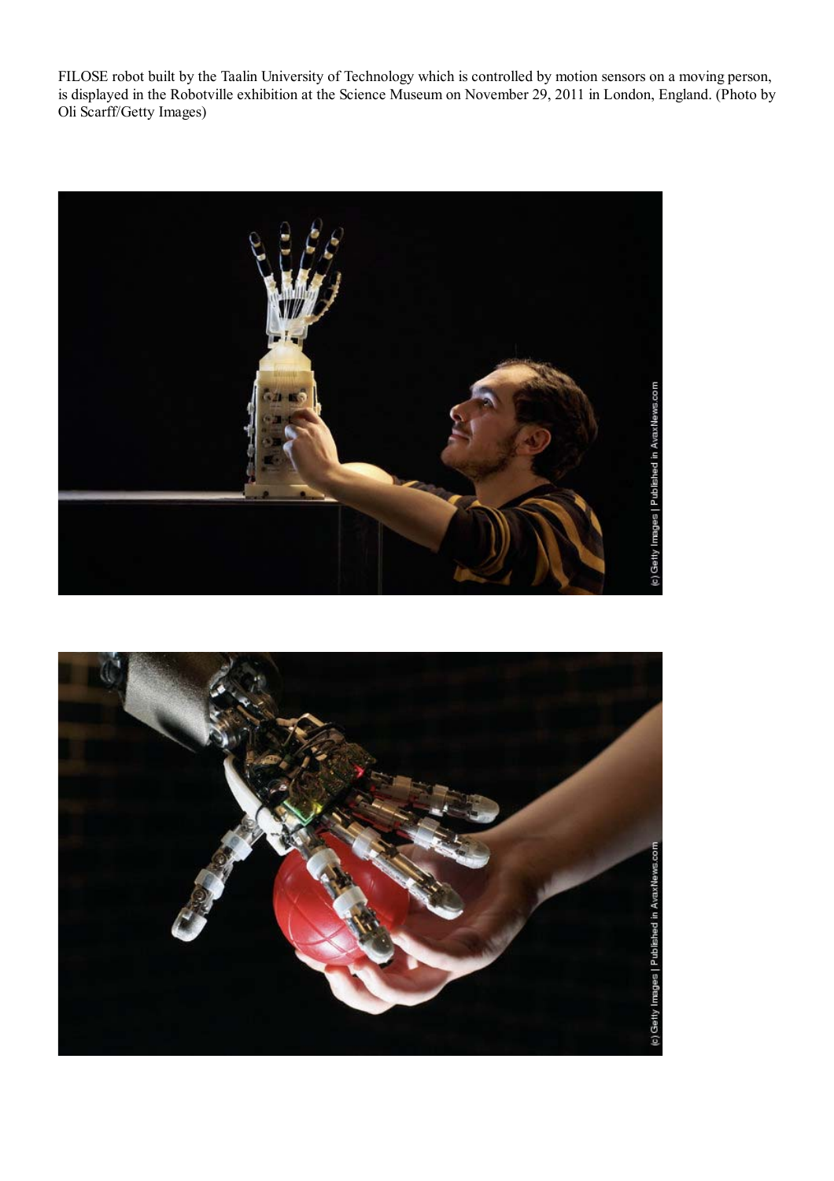FILOSE robot built by the Taalin University of Technology which is controlled by motion sensors on a moving person, is displayed in the Robotville exhibition at the Science Museum on November 29, 2011 in London, England. (Photo by Oli Scarff/Getty Images)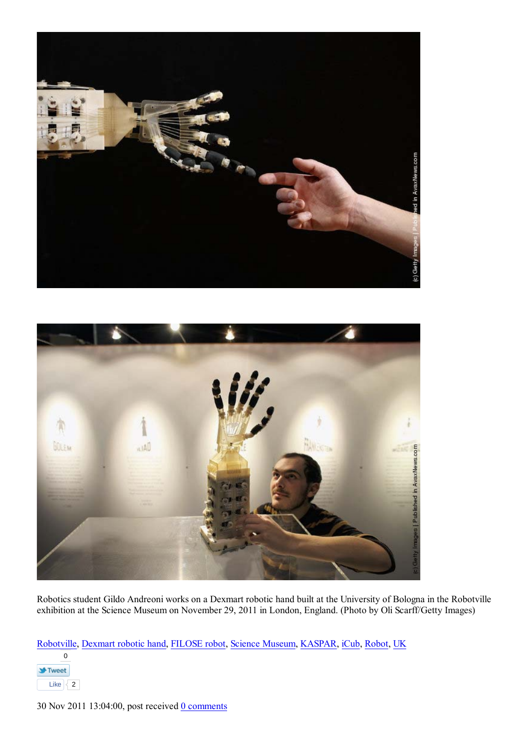Robotics student Gildo Andreoni works on a Dexmart robotic hand built at the University of Bologna in the Robotville exhibition at the Science Museum on November 29, 2011 in London, England. (Photo by Oli Scarff/Getty Images)

Robotville, Dexmart robotic hand, FILOSE robot, Science Museum, KASPAR, iCub, Robot, UK

0

Tweet

Like 2

30 Nov 2011 13:04:00, post received 0 comments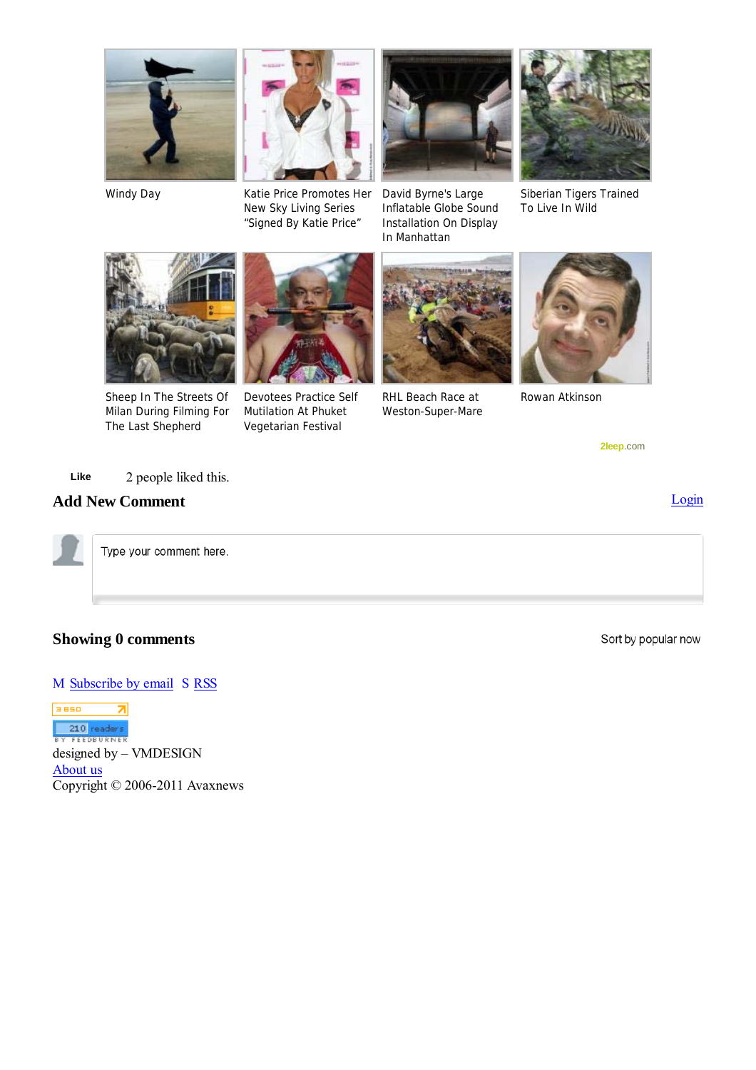Windy Day

Katie Price Promotes Her New Sky Living Series “Signed By Katie Price”

David Byrne's Large Inflatable Globe Sound Installation On Display In Manhattan

Siberian Tigers Trained To Live In Wild

Sheep In The Streets Of Milan During Filming For The Last Shepherd

Devotees Practice Self Mutilation At Phuket Vegetarian Festival

RHL Beach Race at Weston-Super-Mare

Rowan Atkinson

2leep.com

Like 2 people liked this.

## Add New Comment

Login

Type your comment here.

## Showing 0 comments

Sort by popular now

M Subscribe by email S RSS

210 readers BY FEEDBURNER

designed by – VMDESIGN

About us

Copyright © 2006-2011 Avaxnews